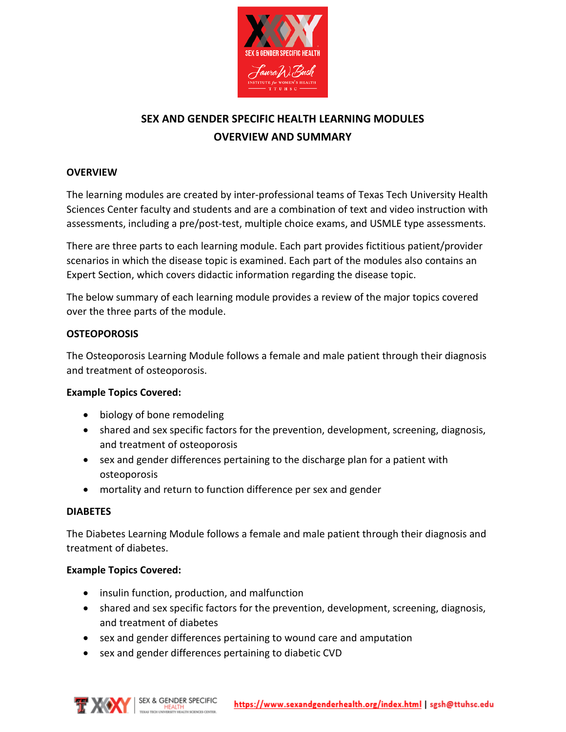# SEX AND GENDER SPECIFIC HEALTH LEARNING MODULES OVERVIEW AND SUMMARY

## OVERVIEW

The learning modules are created by inter-professional teams of Texas Tech University Health Sciences Center faculty and students and are a combination of text and video instruction with assessments, including a pre/post-test, multiple choice exams, and USMLE type assessments.

There are three parts to each learning module. Each part provides fictitious patient/provider scenarios in which the disease topic is examined. Each part of the modules also contains an Expert Section, which covers didactic information regarding the disease topic.

The below summary of each learning module provides a review of the major topics covered over the three parts of the module.

## OSTEOPOROSIS

The Osteoporosis Learning Module follows a female and male patient through their diagnosis and treatment of osteoporosis.

**Example Topics Covered:**

- biology of bone remodeling
- shared and sex specific factors for the prevention, development, screening, diagnosis, and treatment of osteoporosis
- sex and gender differences pertaining to the discharge plan for a patient with osteoporosis
- mortality and return to function difference per sex and gender

## DIABETES

The Diabetes Learning Module follows a female and male patient through their diagnosis and treatment of diabetes.

**Example Topics Covered:**

- insulin function, production, and malfunction
- shared and sex specific factors for the prevention, development, screening, diagnosis, and treatment of diabetes
- sex and gender differences pertaining to wound care and amputation
- sex and gender differences pertaining to diabetic CVD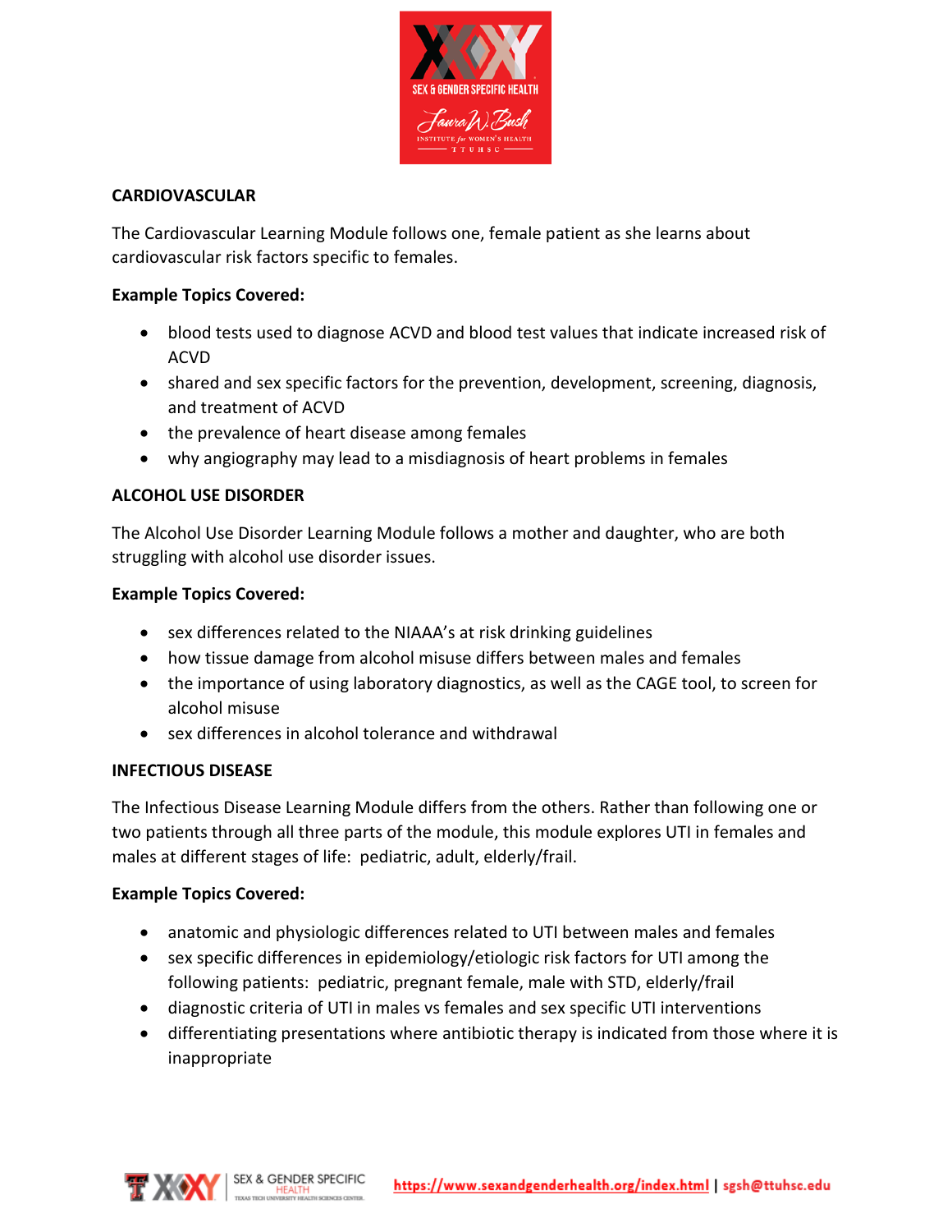## CARDIOVASCULAR

The Cardiovascular Learning Module follows one, female patient as she learns about cardiovascular risk factors specific to females.

**Example Topics Covered:**

- blood tests used to diagnose ACVD and blood test values that indicate increased risk of ACVD
- shared and sex specific factors for the prevention, development, screening, diagnosis, and treatment of ACVD
- the prevalence of heart disease among females
- why angiography may lead to a misdiagnosis of heart problems in females

## ALCOHOL USE DISORDER

The Alcohol Use Disorder Learning Module follows a mother and daughter, who are both struggling with alcohol use disorder issues.

**Example Topics Covered:**

- sex differences related to the NIAAA's at risk drinking guidelines
- how tissue damage from alcohol misuse differs between males and females
- the importance of using laboratory diagnostics, as well as the CAGE tool, to screen for alcohol misuse
- sex differences in alcohol tolerance and withdrawal

## INFECTIOUS DISEASE

The Infectious Disease Learning Module differs from the others. Rather than following one or two patients through all three parts of the module, this module explores UTI in females and males at different stages of life: pediatric, adult, elderly/frail.

**Example Topics Covered:**

- anatomic and physiologic differences related to UTI between males and females
- sex specific differences in epidemiology/etiologic risk factors for UTI among the following patients: pediatric, pregnant female, male with STD, elderly/frail
- diagnostic criteria of UTI in males vs females and sex specific UTI interventions
- differentiating presentations where antibiotic therapy is indicated from those where it is inappropriate